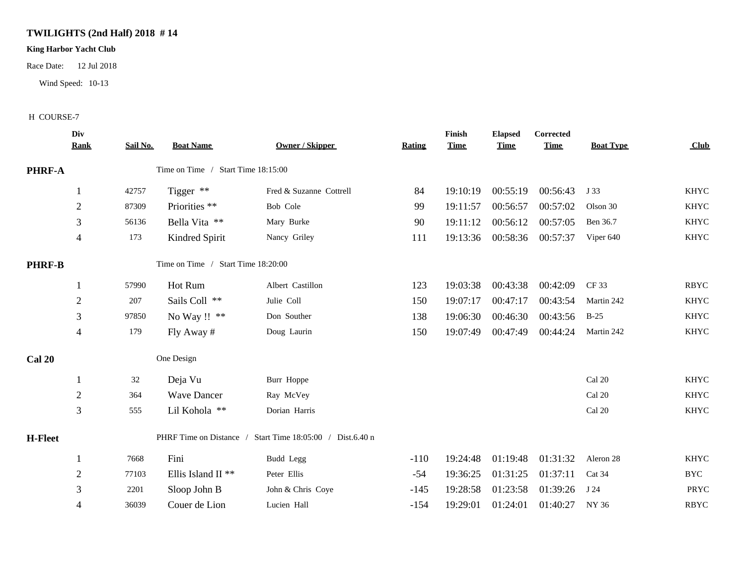# TWILIGHTS (2nd Half) 2018 # 14

**King Harbor Yacht Club**

Race Date: 12 Jul 2018

Wind Speed: 10-13

H COURSE-7

| Div Rank | Sail No. | Boat Name | Owner / Skipper | Rating | Finish Time | Elapsed Time | Corrected Time | Boat Type | Club |
|---|---|---|---|---|---|---|---|---|---|
| **PHRF-A** | | Time on Time / Start Time 18:15:00 | | | | | | | |
| 1 | 42757 | Tigger ** | Fred & Suzanne Cottrell | 84 | 19:10:19 | 00:55:19 | 00:56:43 | J 33 | KHYC |
| 2 | 87309 | Priorities ** | Bob Cole | 99 | 19:11:57 | 00:56:57 | 00:57:02 | Olson 30 | KHYC |
| 3 | 56136 | Bella Vita ** | Mary Burke | 90 | 19:11:12 | 00:56:12 | 00:57:05 | Ben 36.7 | KHYC |
| 4 | 173 | Kindred Spirit | Nancy Griley | 111 | 19:13:36 | 00:58:36 | 00:57:37 | Viper 640 | KHYC |
| **PHRF-B** | | Time on Time / Start Time 18:20:00 | | | | | | | |
| 1 | 57990 | Hot Rum | Albert Castillon | 123 | 19:03:38 | 00:43:38 | 00:42:09 | CF 33 | RBYC |
| 2 | 207 | Sails Coll ** | Julie Coll | 150 | 19:07:17 | 00:47:17 | 00:43:54 | Martin 242 | KHYC |
| 3 | 97850 | No Way !! ** | Don Souther | 138 | 19:06:30 | 00:46:30 | 00:43:56 | B-25 | KHYC |
| 4 | 179 | Fly Away # | Doug Laurin | 150 | 19:07:49 | 00:47:49 | 00:44:24 | Martin 242 | KHYC |
| **Cal 20** | | One Design | | | | | | | |
| 1 | 32 | Deja Vu | Burr Hoppe | | | | | Cal 20 | KHYC |
| 2 | 364 | Wave Dancer | Ray McVey | | | | | Cal 20 | KHYC |
| 3 | 555 | Lil Kohola ** | Dorian Harris | | | | | Cal 20 | KHYC |
| **H-Fleet** | | PHRF Time on Distance / Start Time 18:05:00 / Dist.6.40 n | | | | | | | |
| 1 | 7668 | Fini | Budd Legg | -110 | 19:24:48 | 01:19:48 | 01:31:32 | Aleron 28 | KHYC |
| 2 | 77103 | Ellis Island II ** | Peter Ellis | -54 | 19:36:25 | 01:31:25 | 01:37:11 | Cat 34 | BYC |
| 3 | 2201 | Sloop John B | John & Chris Coye | -145 | 19:28:58 | 01:23:58 | 01:39:26 | J 24 | PRYC |
| 4 | 36039 | Couer de Lion | Lucien Hall | -154 | 19:29:01 | 01:24:01 | 01:40:27 | NY 36 | RBYC |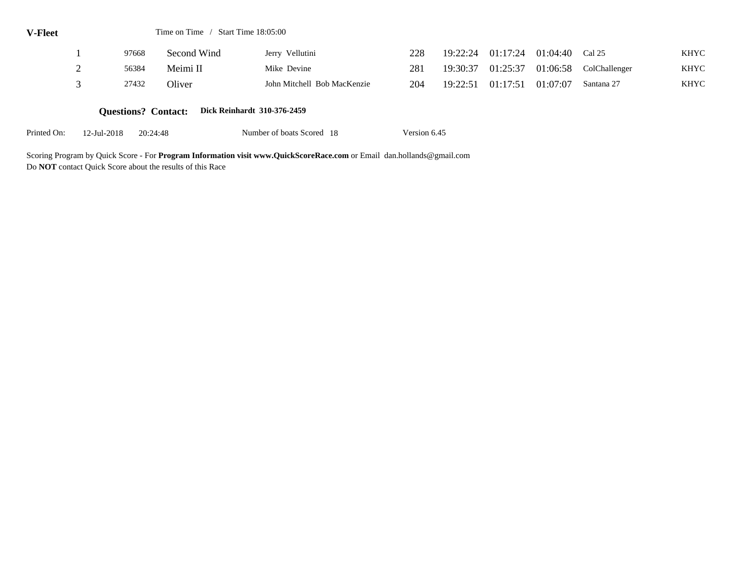**V-Fleet** Time on Time / Start Time 18:05:00

| | | | | | | | | | |
|---|---|---|---|---|---|---|---|---|---|
| 1 | 97668 | Second Wind | Jerry Vellutini | 228 | 19:22:24 | 01:17:24 | 01:04:40 | Cal 25 | KHYC |
| 2 | 56384 | Meimi II | Mike Devine | 281 | 19:30:37 | 01:25:37 | 01:06:58 | ColChallenger | KHYC |
| 3 | 27432 | Oliver | John Mitchell Bob MacKenzie | 204 | 19:22:51 | 01:17:51 | 01:07:07 | Santana 27 | KHYC |

**Questions? Contact:** **Dick Reinhardt 310-376-2459**

Printed On: 12-Jul-2018 20:24:48 Number of boats Scored 18 Version 6.45

Scoring Program by Quick Score - For **Program Information visit www.QuickScoreRace.com** or Email dan.hollands@gmail.com
Do **NOT** contact Quick Score about the results of this Race